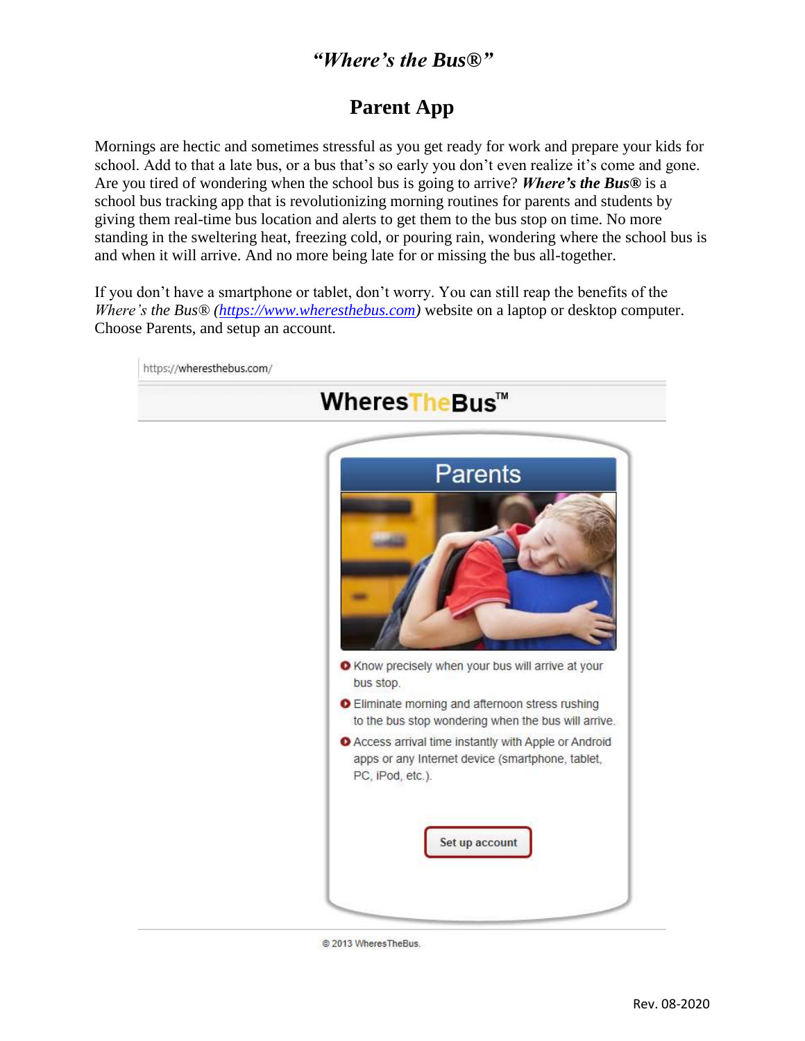# *"Where's the Bus®"*

## Parent App

Mornings are hectic and sometimes stressful as you get ready for work and prepare your kids for school. Add to that a late bus, or a bus that's so early you don't even realize it's come and gone. Are you tired of wondering when the school bus is going to arrive? ***Where's the Bus®*** is a school bus tracking app that is revolutionizing morning routines for parents and students by giving them real-time bus location and alerts to get them to the bus stop on time. No more standing in the sweltering heat, freezing cold, or pouring rain, wondering where the school bus is and when it will arrive. And no more being late for or missing the bus all-together.

If you don't have a smartphone or tablet, don't worry. You can still reap the benefits of the *Where's the Bus® (https://www.wheresthebus.com)* website on a laptop or desktop computer. Choose Parents, and setup an account.

https://wheresthebus.com/

WheresTheBus™

Parents

- Know precisely when your bus will arrive at your bus stop.
- Eliminate morning and afternoon stress rushing to the bus stop wondering when the bus will arrive.
- Access arrival time instantly with Apple or Android apps or any Internet device (smartphone, tablet, PC, iPod, etc.).

Set up account

© 2013 WheresTheBus.

Rev. 08-2020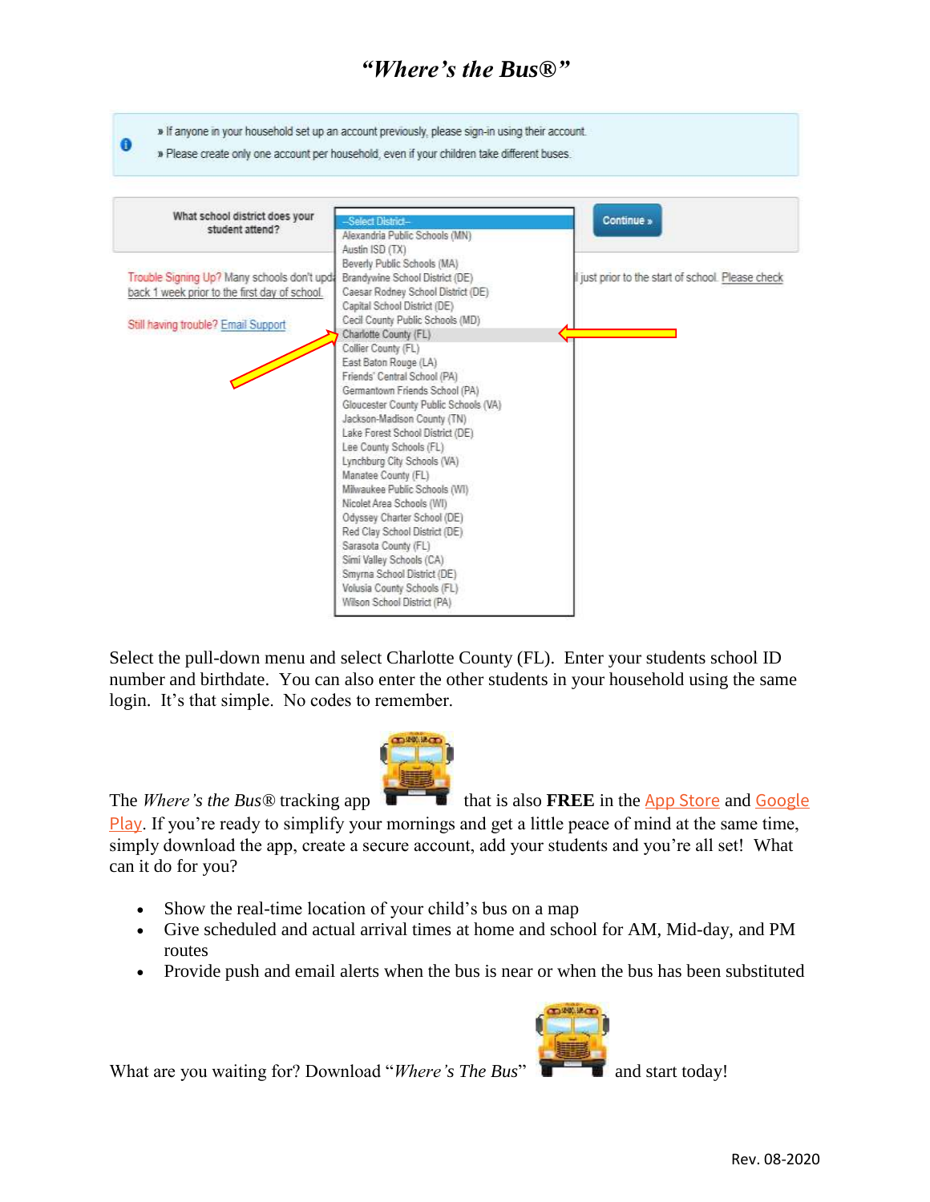# *"Where's the Bus®"*

» If anyone in your household set up an account previously, please sign-in using their account.

» Please create only one account per household, even if your children take different buses.

What school district does your student attend?

--Select District--
Alexandria Public Schools (MN)
Austin ISD (TX)
Beverly Public Schools (MA)
Brandywine School District (DE)
Caesar Rodney School District (DE)
Capital School District (DE)
Cecil County Public Schools (MD)
Charlotte County (FL)
Collier County (FL)
East Baton Rouge (LA)
Friends' Central School (PA)
Germantown Friends School (PA)
Gloucester County Public Schools (VA)
Jackson-Madison County (TN)
Lake Forest School District (DE)
Lee County Schools (FL)
Lynchburg City Schools (VA)
Manatee County (FL)
Milwaukee Public Schools (WI)
Nicolet Area Schools (WI)
Odyssey Charter School (DE)
Red Clay School District (DE)
Sarasota County (FL)
Simi Valley Schools (CA)
Smyrna School District (DE)
Volusia County Schools (FL)
Wilson School District (PA)

Continue »

Trouble Signing Up? Many schools don't upd... just prior to the start of school. Please check back 1 week prior to the first day of school.

Still having trouble? Email Support

Select the pull-down menu and select Charlotte County (FL). Enter your students school ID number and birthdate. You can also enter the other students in your household using the same login. It's that simple. No codes to remember.

The *Where's the Bus*® tracking app that is also **FREE** in the App Store and Google Play. If you're ready to simplify your mornings and get a little peace of mind at the same time, simply download the app, create a secure account, add your students and you're all set! What can it do for you?

- Show the real-time location of your child's bus on a map
- Give scheduled and actual arrival times at home and school for AM, Mid-day, and PM routes
- Provide push and email alerts when the bus is near or when the bus has been substituted

What are you waiting for? Download "*Where's The Bus*" and start today!

Rev. 08-2020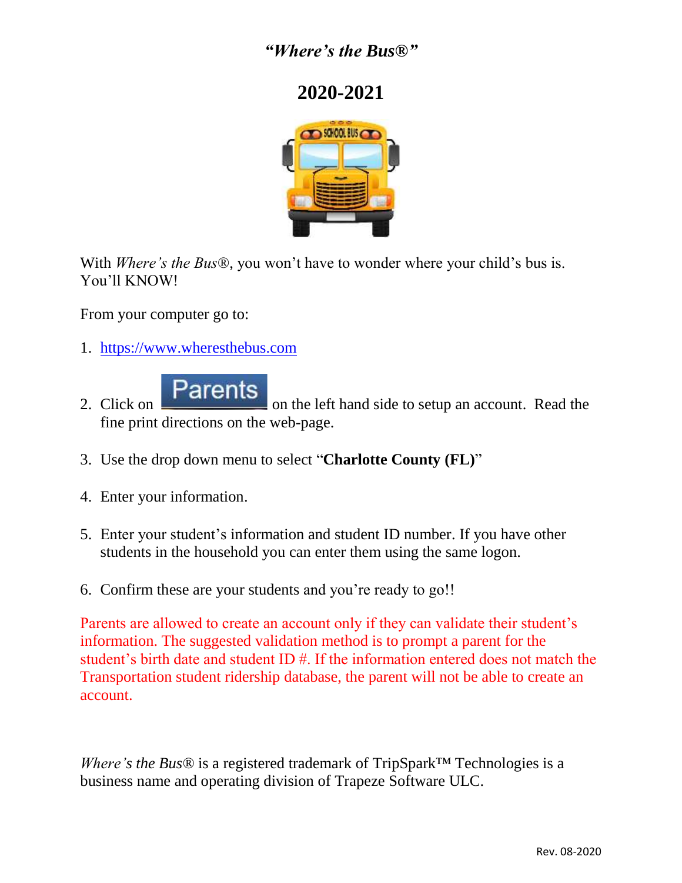# *"Where's the Bus®"*

## 2020-2021

With *Where's the Bus®*, you won't have to wonder where your child's bus is. You'll KNOW!

From your computer go to:

1. https://www.wheresthebus.com
2. Click on Parents on the left hand side to setup an account. Read the fine print directions on the web-page.
3. Use the drop down menu to select "**Charlotte County (FL)**"
4. Enter your information.
5. Enter your student's information and student ID number. If you have other students in the household you can enter them using the same logon.
6. Confirm these are your students and you're ready to go!!

Parents are allowed to create an account only if they can validate their student's information. The suggested validation method is to prompt a parent for the student's birth date and student ID #. If the information entered does not match the Transportation student ridership database, the parent will not be able to create an account.

*Where's the Bus®* is a registered trademark of TripSpark™ Technologies is a business name and operating division of Trapeze Software ULC.

Rev. 08-2020